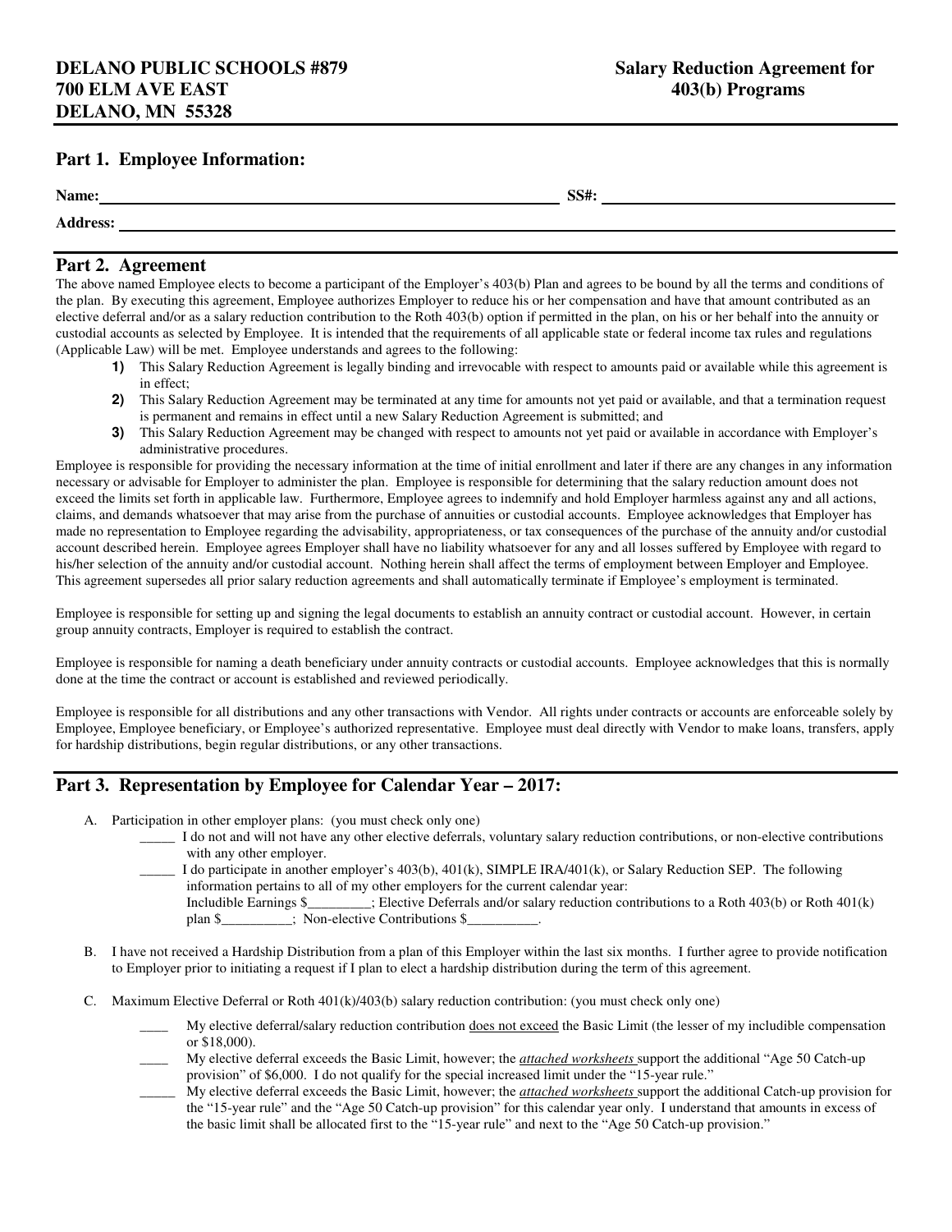**DELANO PUBLIC SCHOOLS #879**
**700 ELM AVE EAST**
**DELANO, MN 55328**

**Salary Reduction Agreement for 403(b) Programs**

## Part 1. Employee Information:

**Name:** ______________________________ **SS#:** ______________________

**Address:** ______________________________________________

## Part 2. Agreement

The above named Employee elects to become a participant of the Employer's 403(b) Plan and agrees to be bound by all the terms and conditions of the plan. By executing this agreement, Employee authorizes Employer to reduce his or her compensation and have that amount contributed as an elective deferral and/or as a salary reduction contribution to the Roth 403(b) option if permitted in the plan, on his or her behalf into the annuity or custodial accounts as selected by Employee. It is intended that the requirements of all applicable state or federal income tax rules and regulations (Applicable Law) will be met. Employee understands and agrees to the following:

1) This Salary Reduction Agreement is legally binding and irrevocable with respect to amounts paid or available while this agreement is in effect;
2) This Salary Reduction Agreement may be terminated at any time for amounts not yet paid or available, and that a termination request is permanent and remains in effect until a new Salary Reduction Agreement is submitted; and
3) This Salary Reduction Agreement may be changed with respect to amounts not yet paid or available in accordance with Employer's administrative procedures.

Employee is responsible for providing the necessary information at the time of initial enrollment and later if there are any changes in any information necessary or advisable for Employer to administer the plan. Employee is responsible for determining that the salary reduction amount does not exceed the limits set forth in applicable law. Furthermore, Employee agrees to indemnify and hold Employer harmless against any and all actions, claims, and demands whatsoever that may arise from the purchase of annuities or custodial accounts. Employee acknowledges that Employer has made no representation to Employee regarding the advisability, appropriateness, or tax consequences of the purchase of the annuity and/or custodial account described herein. Employee agrees Employer shall have no liability whatsoever for any and all losses suffered by Employee with regard to his/her selection of the annuity and/or custodial account. Nothing herein shall affect the terms of employment between Employer and Employee. This agreement supersedes all prior salary reduction agreements and shall automatically terminate if Employee's employment is terminated.

Employee is responsible for setting up and signing the legal documents to establish an annuity contract or custodial account. However, in certain group annuity contracts, Employer is required to establish the contract.

Employee is responsible for naming a death beneficiary under annuity contracts or custodial accounts. Employee acknowledges that this is normally done at the time the contract or account is established and reviewed periodically.

Employee is responsible for all distributions and any other transactions with Vendor. All rights under contracts or accounts are enforceable solely by Employee, Employee beneficiary, or Employee's authorized representative. Employee must deal directly with Vendor to make loans, transfers, apply for hardship distributions, begin regular distributions, or any other transactions.

## Part 3. Representation by Employee for Calendar Year – 2017:

A. Participation in other employer plans: (you must check only one)

_____ I do not and will not have any other elective deferrals, voluntary salary reduction contributions, or non-elective contributions with any other employer.

_____ I do participate in another employer's 403(b), 401(k), SIMPLE IRA/401(k), or Salary Reduction SEP. The following information pertains to all of my other employers for the current calendar year:
Includible Earnings $_________; Elective Deferrals and/or salary reduction contributions to a Roth 403(b) or Roth 401(k) plan $__________; Non-elective Contributions $__________.

B. I have not received a Hardship Distribution from a plan of this Employer within the last six months. I further agree to provide notification to Employer prior to initiating a request if I plan to elect a hardship distribution during the term of this agreement.

C. Maximum Elective Deferral or Roth 401(k)/403(b) salary reduction contribution: (you must check only one)

____ My elective deferral/salary reduction contribution does not exceed the Basic Limit (the lesser of my includible compensation or $18,000).

____ My elective deferral exceeds the Basic Limit, however; the *attached worksheets* support the additional "Age 50 Catch-up provision" of $6,000. I do not qualify for the special increased limit under the "15-year rule."

_____ My elective deferral exceeds the Basic Limit, however; the *attached worksheets* support the additional Catch-up provision for the "15-year rule" and the "Age 50 Catch-up provision" for this calendar year only. I understand that amounts in excess of the basic limit shall be allocated first to the "15-year rule" and next to the "Age 50 Catch-up provision."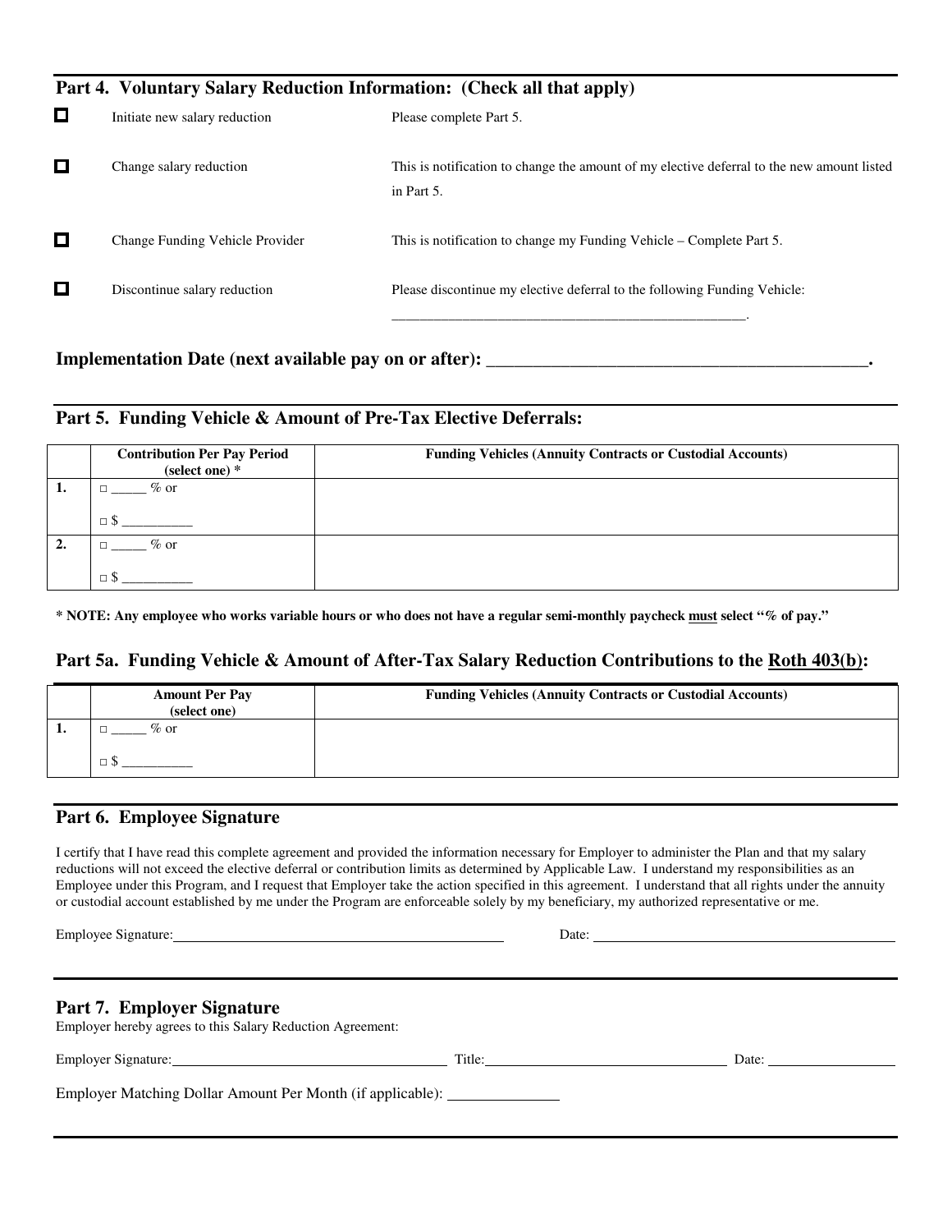## Part 4. Voluntary Salary Reduction Information: (Check all that apply)

| | | |
|---|---|---|
| ☐ | Initiate new salary reduction | Please complete Part 5. |
| ☐ | Change salary reduction | This is notification to change the amount of my elective deferral to the new amount listed in Part 5. |
| ☐ | Change Funding Vehicle Provider | This is notification to change my Funding Vehicle – Complete Part 5. |
| ☐ | Discontinue salary reduction | Please discontinue my elective deferral to the following Funding Vehicle: ______________________________________________. |

**Implementation Date (next available pay on or after): ___________________________________________.**

## Part 5. Funding Vehicle & Amount of Pre-Tax Elective Deferrals:

| | Contribution Per Pay Period (select one) * | Funding Vehicles (Annuity Contracts or Custodial Accounts) |
|---|---|---|
| **1.** | □ _____ % or<br>□ $ __________ | |
| **2.** | □ _____ % or<br>□ $ __________ | |

**\* NOTE: Any employee who works variable hours or who does not have a regular semi-monthly paycheck <u>must</u> select "% of pay."**

## Part 5a. Funding Vehicle & Amount of After-Tax Salary Reduction Contributions to the <u>Roth 403(b)</u>:

| | Amount Per Pay (select one) | Funding Vehicles (Annuity Contracts or Custodial Accounts) |
|---|---|---|
| **1.** | □ _____ % or<br>□ $ __________ | |

## Part 6. Employee Signature

I certify that I have read this complete agreement and provided the information necessary for Employer to administer the Plan and that my salary reductions will not exceed the elective deferral or contribution limits as determined by Applicable Law. I understand my responsibilities as an Employee under this Program, and I request that Employer take the action specified in this agreement. I understand that all rights under the annuity or custodial account established by me under the Program are enforceable solely by my beneficiary, my authorized representative or me.

Employee Signature: ______________________________ Date: ______________________________

## Part 7. Employer Signature

Employer hereby agrees to this Salary Reduction Agreement:

Employer Signature: ______________________________ Title: ______________________________ Date: ______________

Employer Matching Dollar Amount Per Month (if applicable): ______________